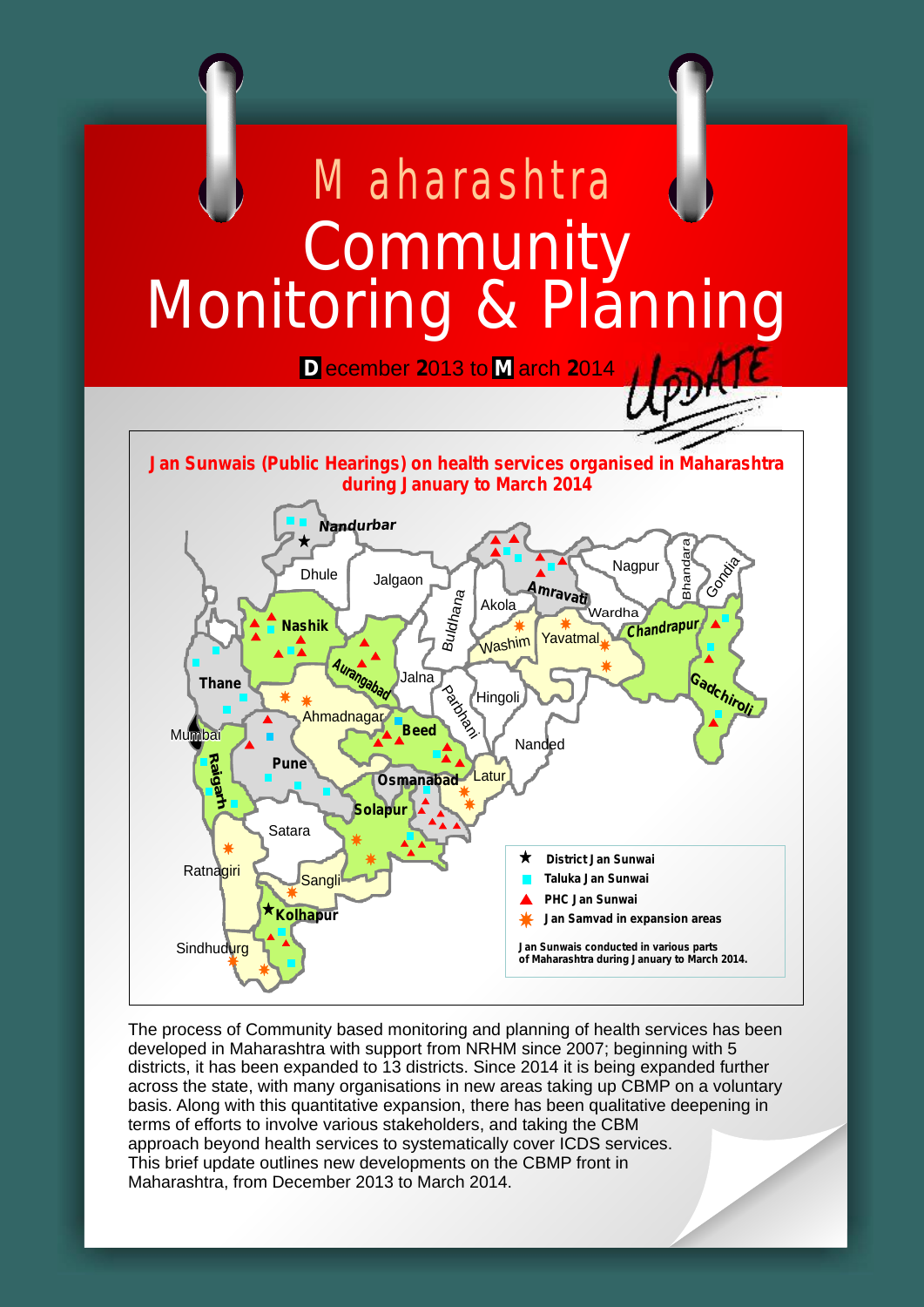# Maharashtra Community Monitoring & Planning

**D**ecember **2**013 to **M**arch **2**014

UPDATE

## Jan Sunwais (Public Hearings) on health services organised in Maharashtra during January to March 2014

Nandurbar
Dhule
Jalgaon
Buldhana
Akola
Amravati
Nagpur
Bhandara
Gondia
Wardha
Washim
Yavatmal
Chandrapur
Gadchiroli
Nashik
Aurangabad
Jalna
Hingoli
Parbhani
Thane
Mumbai
Ahmadnagar
Beed
Nanded
Pune
Raigarh
Osmanabad
Latur
Solapur
Satara
Ratnagiri
Sangli
Kolhapur
Sindhudurg

★ District Jan Sunwai
■ Taluka Jan Sunwai
▲ PHC Jan Sunwai
✳ Jan Samvad in expansion areas

Jan Sunwais conducted in various parts of Maharashtra during January to March 2014.

The process of Community based monitoring and planning of health services has been developed in Maharashtra with support from NRHM since 2007; beginning with 5 districts, it has been expanded to 13 districts. Since 2014 it is being expanded further across the state, with many organisations in new areas taking up CBMP on a voluntary basis. Along with this quantitative expansion, there has been qualitative deepening in terms of efforts to involve various stakeholders, and taking the CBM approach beyond health services to systematically cover ICDS services. This brief update outlines new developments on the CBMP front in Maharashtra, from December 2013 to March 2014.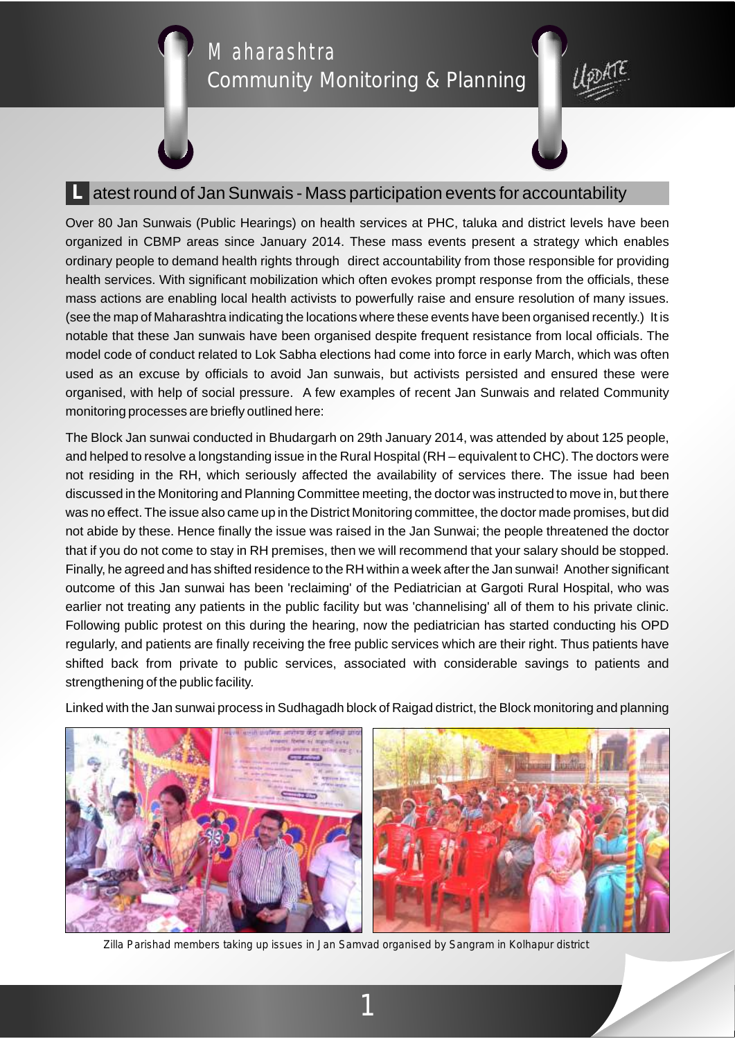# Maharashtra Community Monitoring & Planning

UPDATE

## Latest round of Jan Sunwais - Mass participation events for accountability

Over 80 Jan Sunwais (Public Hearings) on health services at PHC, taluka and district levels have been organized in CBMP areas since January 2014. These mass events present a strategy which enables ordinary people to demand health rights through direct accountability from those responsible for providing health services. With significant mobilization which often evokes prompt response from the officials, these mass actions are enabling local health activists to powerfully raise and ensure resolution of many issues. (see the map of Maharashtra indicating the locations where these events have been organised recently.) It is notable that these Jan sunwais have been organised despite frequent resistance from local officials. The model code of conduct related to Lok Sabha elections had come into force in early March, which was often used as an excuse by officials to avoid Jan sunwais, but activists persisted and ensured these were organised, with help of social pressure. A few examples of recent Jan Sunwais and related Community monitoring processes are briefly outlined here:

The Block Jan sunwai conducted in Bhudargarh on 29th January 2014, was attended by about 125 people, and helped to resolve a longstanding issue in the Rural Hospital (RH – equivalent to CHC). The doctors were not residing in the RH, which seriously affected the availability of services there. The issue had been discussed in the Monitoring and Planning Committee meeting, the doctor was instructed to move in, but there was no effect. The issue also came up in the District Monitoring committee, the doctor made promises, but did not abide by these. Hence finally the issue was raised in the Jan Sunwai; the people threatened the doctor that if you do not come to stay in RH premises, then we will recommend that your salary should be stopped. Finally, he agreed and has shifted residence to the RH within a week after the Jan sunwai! Another significant outcome of this Jan sunwai has been 'reclaiming' of the Pediatrician at Gargoti Rural Hospital, who was earlier not treating any patients in the public facility but was 'channelising' all of them to his private clinic. Following public protest on this during the hearing, now the pediatrician has started conducting his OPD regularly, and patients are finally receiving the free public services which are their right. Thus patients have shifted back from private to public services, associated with considerable savings to patients and strengthening of the public facility.

Linked with the Jan sunwai process in Sudhagadh block of Raigad district, the Block monitoring and planning

Zilla Parishad members taking up issues in Jan Samvad organised by Sangram in Kolhapur district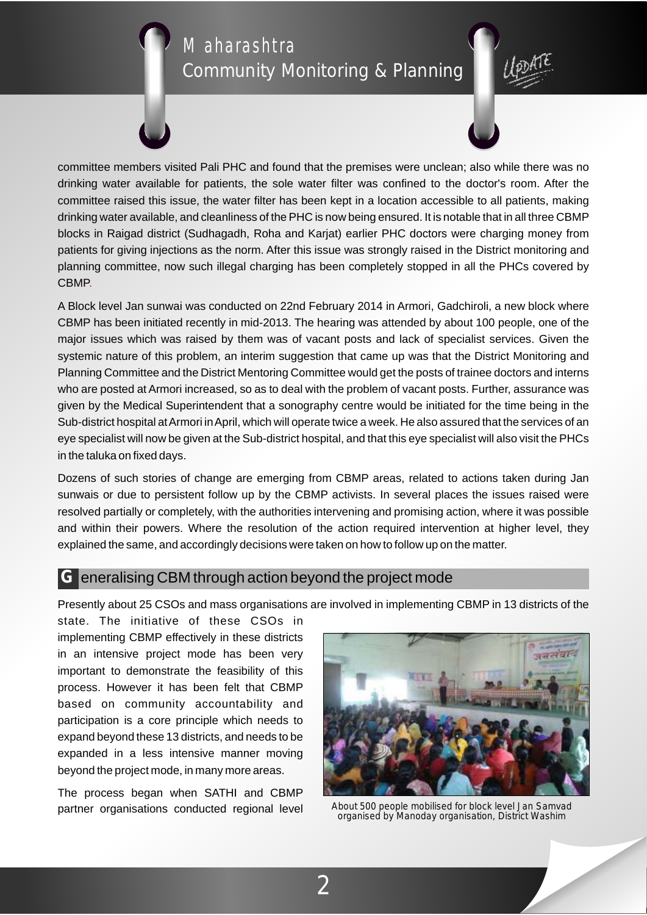committee members visited Pali PHC and found that the premises were unclean; also while there was no drinking water available for patients, the sole water filter was confined to the doctor's room. After the committee raised this issue, the water filter has been kept in a location accessible to all patients, making drinking water available, and cleanliness of the PHC is now being ensured. It is notable that in all three CBMP blocks in Raigad district (Sudhagadh, Roha and Karjat) earlier PHC doctors were charging money from patients for giving injections as the norm. After this issue was strongly raised in the District monitoring and planning committee, now such illegal charging has been completely stopped in all the PHCs covered by CBMP.

A Block level Jan sunwai was conducted on 22nd February 2014 in Armori, Gadchiroli, a new block where CBMP has been initiated recently in mid-2013. The hearing was attended by about 100 people, one of the major issues which was raised by them was of vacant posts and lack of specialist services. Given the systemic nature of this problem, an interim suggestion that came up was that the District Monitoring and Planning Committee and the District Mentoring Committee would get the posts of trainee doctors and interns who are posted at Armori increased, so as to deal with the problem of vacant posts. Further, assurance was given by the Medical Superintendent that a sonography centre would be initiated for the time being in the Sub-district hospital at Armori in April, which will operate twice a week. He also assured that the services of an eye specialist will now be given at the Sub-district hospital, and that this eye specialist will also visit the PHCs in the taluka on fixed days.

Dozens of such stories of change are emerging from CBMP areas, related to actions taken during Jan sunwais or due to persistent follow up by the CBMP activists. In several places the issues raised were resolved partially or completely, with the authorities intervening and promising action, where it was possible and within their powers. Where the resolution of the action required intervention at higher level, they explained the same, and accordingly decisions were taken on how to follow up on the matter.

## Generalising CBM through action beyond the project mode

Presently about 25 CSOs and mass organisations are involved in implementing CBMP in 13 districts of the state. The initiative of these CSOs in implementing CBMP effectively in these districts in an intensive project mode has been very important to demonstrate the feasibility of this process. However it has been felt that CBMP based on community accountability and participation is a core principle which needs to expand beyond these 13 districts, and needs to be expanded in a less intensive manner moving beyond the project mode, in many more areas.

About 500 people mobilised for block level Jan Samvad organised by Manoday organisation, District Washim

The process began when SATHI and CBMP partner organisations conducted regional level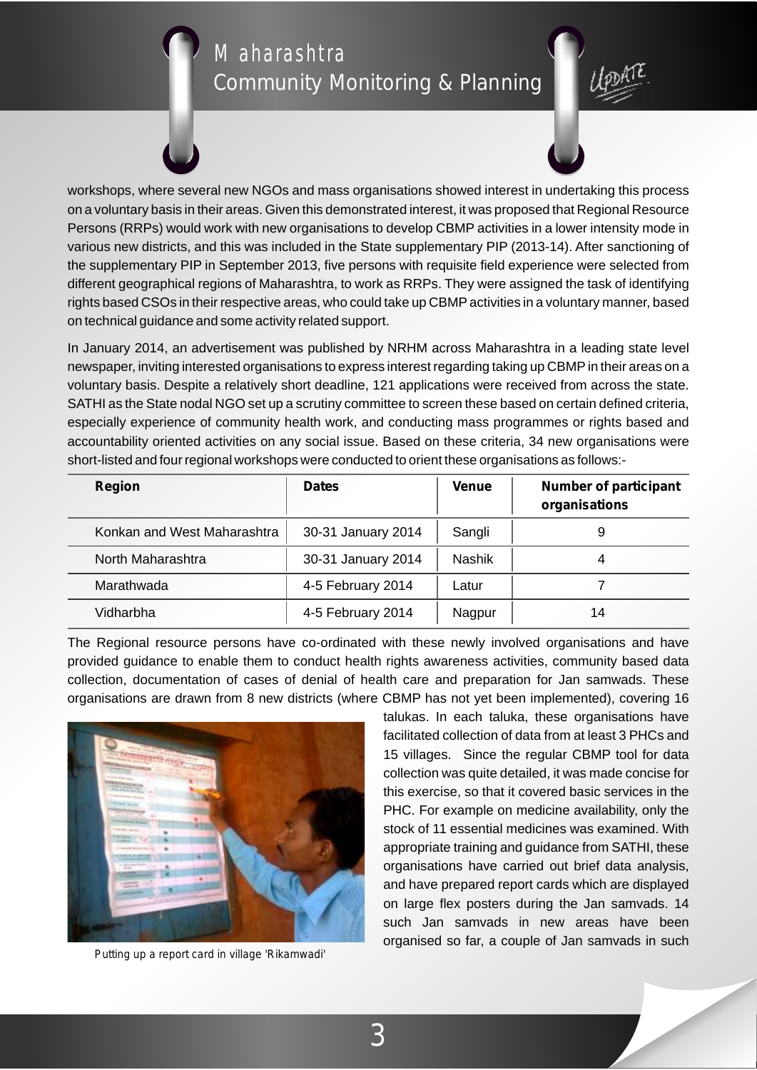workshops, where several new NGOs and mass organisations showed interest in undertaking this process on a voluntary basis in their areas. Given this demonstrated interest, it was proposed that Regional Resource Persons (RRPs) would work with new organisations to develop CBMP activities in a lower intensity mode in various new districts, and this was included in the State supplementary PIP (2013-14). After sanctioning of the supplementary PIP in September 2013, five persons with requisite field experience were selected from different geographical regions of Maharashtra, to work as RRPs. They were assigned the task of identifying rights based CSOs in their respective areas, who could take up CBMP activities in a voluntary manner, based on technical guidance and some activity related support.

In January 2014, an advertisement was published by NRHM across Maharashtra in a leading state level newspaper, inviting interested organisations to express interest regarding taking up CBMP in their areas on a voluntary basis. Despite a relatively short deadline, 121 applications were received from across the state. SATHI as the State nodal NGO set up a scrutiny committee to screen these based on certain defined criteria, especially experience of community health work, and conducting mass programmes or rights based and accountability oriented activities on any social issue. Based on these criteria, 34 new organisations were short-listed and four regional workshops were conducted to orient these organisations as follows:-

| Region | Dates | Venue | Number of participant organisations |
|---|---|---|---|
| Konkan and West Maharashtra | 30-31 January 2014 | Sangli | 9 |
| North Maharashtra | 30-31 January 2014 | Nashik | 4 |
| Marathwada | 4-5 February 2014 | Latur | 7 |
| Vidharbha | 4-5 February 2014 | Nagpur | 14 |

The Regional resource persons have co-ordinated with these newly involved organisations and have provided guidance to enable them to conduct health rights awareness activities, community based data collection, documentation of cases of denial of health care and preparation for Jan samwads. These organisations are drawn from 8 new districts (where CBMP has not yet been implemented), covering 16 talukas. In each taluka, these organisations have facilitated collection of data from at least 3 PHCs and 15 villages. Since the regular CBMP tool for data collection was quite detailed, it was made concise for this exercise, so that it covered basic services in the PHC. For example on medicine availability, only the stock of 11 essential medicines was examined. With appropriate training and guidance from SATHI, these organisations have carried out brief data analysis, and have prepared report cards which are displayed on large flex posters during the Jan samwads. 14 such Jan samwads in new areas have been organised so far, a couple of Jan samwads in such

Putting up a report card in village 'Rikamwadi'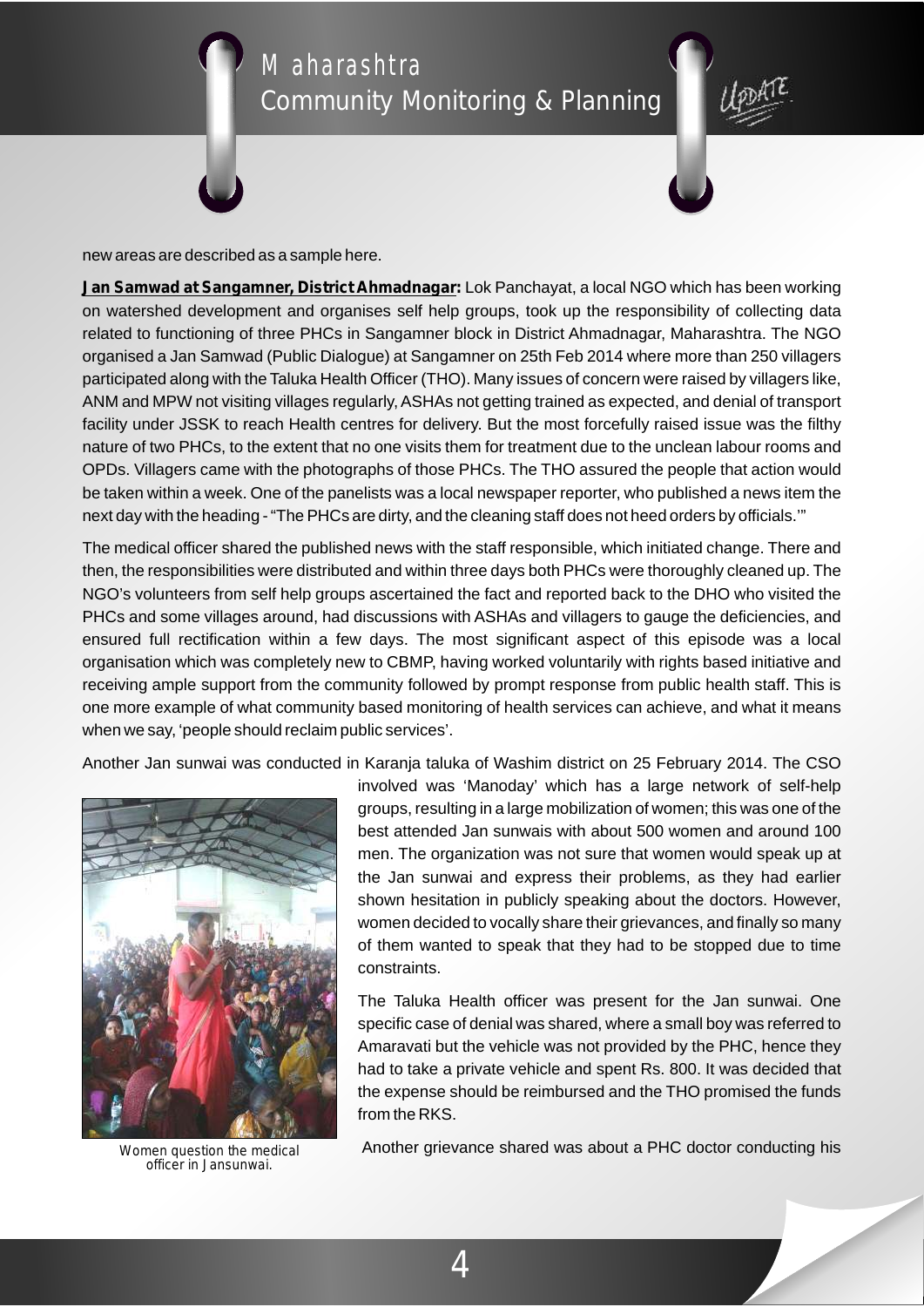new areas are described as a sample here.

**Jan Samwad at Sangamner, District Ahmadnagar:** Lok Panchayat, a local NGO which has been working on watershed development and organises self help groups, took up the responsibility of collecting data related to functioning of three PHCs in Sangamner block in District Ahmadnagar, Maharashtra. The NGO organised a Jan Samwad (Public Dialogue) at Sangamner on 25th Feb 2014 where more than 250 villagers participated along with the Taluka Health Officer (THO). Many issues of concern were raised by villagers like, ANM and MPW not visiting villages regularly, ASHAs not getting trained as expected, and denial of transport facility under JSSK to reach Health centres for delivery. But the most forcefully raised issue was the filthy nature of two PHCs, to the extent that no one visits them for treatment due to the unclean labour rooms and OPDs. Villagers came with the photographs of those PHCs. The THO assured the people that action would be taken within a week. One of the panelists was a local newspaper reporter, who published a news item the next day with the heading - "The PHCs are dirty, and the cleaning staff does not heed orders by officials.'"

The medical officer shared the published news with the staff responsible, which initiated change. There and then, the responsibilities were distributed and within three days both PHCs were thoroughly cleaned up. The NGO's volunteers from self help groups ascertained the fact and reported back to the DHO who visited the PHCs and some villages around, had discussions with ASHAs and villagers to gauge the deficiencies, and ensured full rectification within a few days. The most significant aspect of this episode was a local organisation which was completely new to CBMP, having worked voluntarily with rights based initiative and receiving ample support from the community followed by prompt response from public health staff. This is one more example of what community based monitoring of health services can achieve, and what it means when we say, 'people should reclaim public services'.

Another Jan sunwai was conducted in Karanja taluka of Washim district on 25 February 2014. The CSO involved was 'Manoday' which has a large network of self-help groups, resulting in a large mobilization of women; this was one of the best attended Jan sunwais with about 500 women and around 100 men. The organization was not sure that women would speak up at the Jan sunwai and express their problems, as they had earlier shown hesitation in publicly speaking about the doctors. However, women decided to vocally share their grievances, and finally so many of them wanted to speak that they had to be stopped due to time constraints.

Women question the medical officer in Jansunwai.

The Taluka Health officer was present for the Jan sunwai. One specific case of denial was shared, where a small boy was referred to Amaravati but the vehicle was not provided by the PHC, hence they had to take a private vehicle and spent Rs. 800. It was decided that the expense should be reimbursed and the THO promised the funds from the RKS.

Another grievance shared was about a PHC doctor conducting his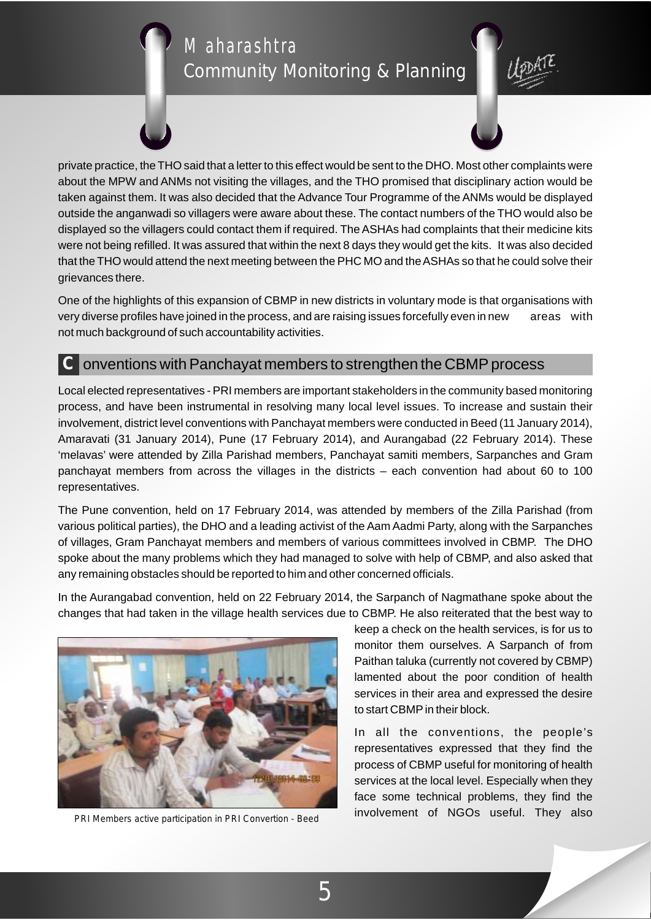private practice, the THO said that a letter to this effect would be sent to the DHO. Most other complaints were about the MPW and ANMs not visiting the villages, and the THO promised that disciplinary action would be taken against them. It was also decided that the Advance Tour Programme of the ANMs would be displayed outside the anganwadi so villagers were aware about these. The contact numbers of the THO would also be displayed so the villagers could contact them if required. The ASHAs had complaints that their medicine kits were not being refilled. It was assured that within the next 8 days they would get the kits. It was also decided that the THO would attend the next meeting between the PHC MO and the ASHAs so that he could solve their grievances there.

One of the highlights of this expansion of CBMP in new districts in voluntary mode is that organisations with very diverse profiles have joined in the process, and are raising issues forcefully even in new areas with not much background of such accountability activities.

## Conventions with Panchayat members to strengthen the CBMP process

Local elected representatives - PRI members are important stakeholders in the community based monitoring process, and have been instrumental in resolving many local level issues. To increase and sustain their involvement, district level conventions with Panchayat members were conducted in Beed (11 January 2014), Amaravati (31 January 2014), Pune (17 February 2014), and Aurangabad (22 February 2014). These 'melavas' were attended by Zilla Parishad members, Panchayat samiti members, Sarpanches and Gram panchayat members from across the villages in the districts – each convention had about 60 to 100 representatives.

The Pune convention, held on 17 February 2014, was attended by members of the Zilla Parishad (from various political parties), the DHO and a leading activist of the Aam Aadmi Party, along with the Sarpanches of villages, Gram Panchayat members and members of various committees involved in CBMP. The DHO spoke about the many problems which they had managed to solve with help of CBMP, and also asked that any remaining obstacles should be reported to him and other concerned officials.

In the Aurangabad convention, held on 22 February 2014, the Sarpanch of Nagmathane spoke about the changes that had taken in the village health services due to CBMP. He also reiterated that the best way to keep a check on the health services, is for us to monitor them ourselves. A Sarpanch of from Paithan taluka (currently not covered by CBMP) lamented about the poor condition of health services in their area and expressed the desire to start CBMP in their block.

PRI Members active participation in PRI Convertion - Beed

In all the conventions, the people's representatives expressed that they find the process of CBMP useful for monitoring of health services at the local level. Especially when they face some technical problems, they find the involvement of NGOs useful. They also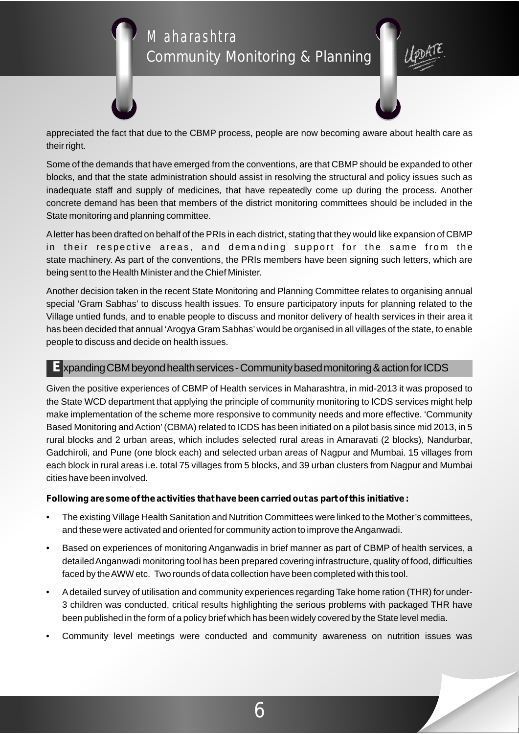appreciated the fact that due to the CBMP process, people are now becoming aware about health care as their right.

Some of the demands that have emerged from the conventions, are that CBMP should be expanded to other blocks, and that the state administration should assist in resolving the structural and policy issues such as inadequate staff and supply of medicines, that have repeatedly come up during the process. Another concrete demand has been that members of the district monitoring committees should be included in the State monitoring and planning committee.

A letter has been drafted on behalf of the PRIs in each district, stating that they would like expansion of CBMP in their respective areas, and demanding support for the same from the state machinery. As part of the conventions, the PRIs members have been signing such letters, which are being sent to the Health Minister and the Chief Minister.

Another decision taken in the recent State Monitoring and Planning Committee relates to organising annual special 'Gram Sabhas' to discuss health issues. To ensure participatory inputs for planning related to the Village untied funds, and to enable people to discuss and monitor delivery of health services in their area it has been decided that annual 'Arogya Gram Sabhas' would be organised in all villages of the state, to enable people to discuss and decide on health issues.

## Expanding CBM beyond health services - Community based monitoring & action for ICDS

Given the positive experiences of CBMP of Health services in Maharashtra, in mid-2013 it was proposed to the State WCD department that applying the principle of community monitoring to ICDS services might help make implementation of the scheme more responsive to community needs and more effective. 'Community Based Monitoring and Action' (CBMA) related to ICDS has been initiated on a pilot basis since mid 2013, in 5 rural blocks and 2 urban areas, which includes selected rural areas in Amaravati (2 blocks), Nandurbar, Gadchiroli, and Pune (one block each) and selected urban areas of Nagpur and Mumbai. 15 villages from each block in rural areas i.e. total 75 villages from 5 blocks, and 39 urban clusters from Nagpur and Mumbai cities have been involved.

**Following are some of the activities that have been carried out as part of this initiative :**

- The existing Village Health Sanitation and Nutrition Committees were linked to the Mother's committees, and these were activated and oriented for community action to improve the Anganwadi.
- Based on experiences of monitoring Anganwadis in brief manner as part of CBMP of health services, a detailed Anganwadi monitoring tool has been prepared covering infrastructure, quality of food, difficulties faced by the AWW etc. Two rounds of data collection have been completed with this tool.
- A detailed survey of utilisation and community experiences regarding Take home ration (THR) for under-3 children was conducted, critical results highlighting the serious problems with packaged THR have been published in the form of a policy brief which has been widely covered by the State level media.
- Community level meetings were conducted and community awareness on nutrition issues was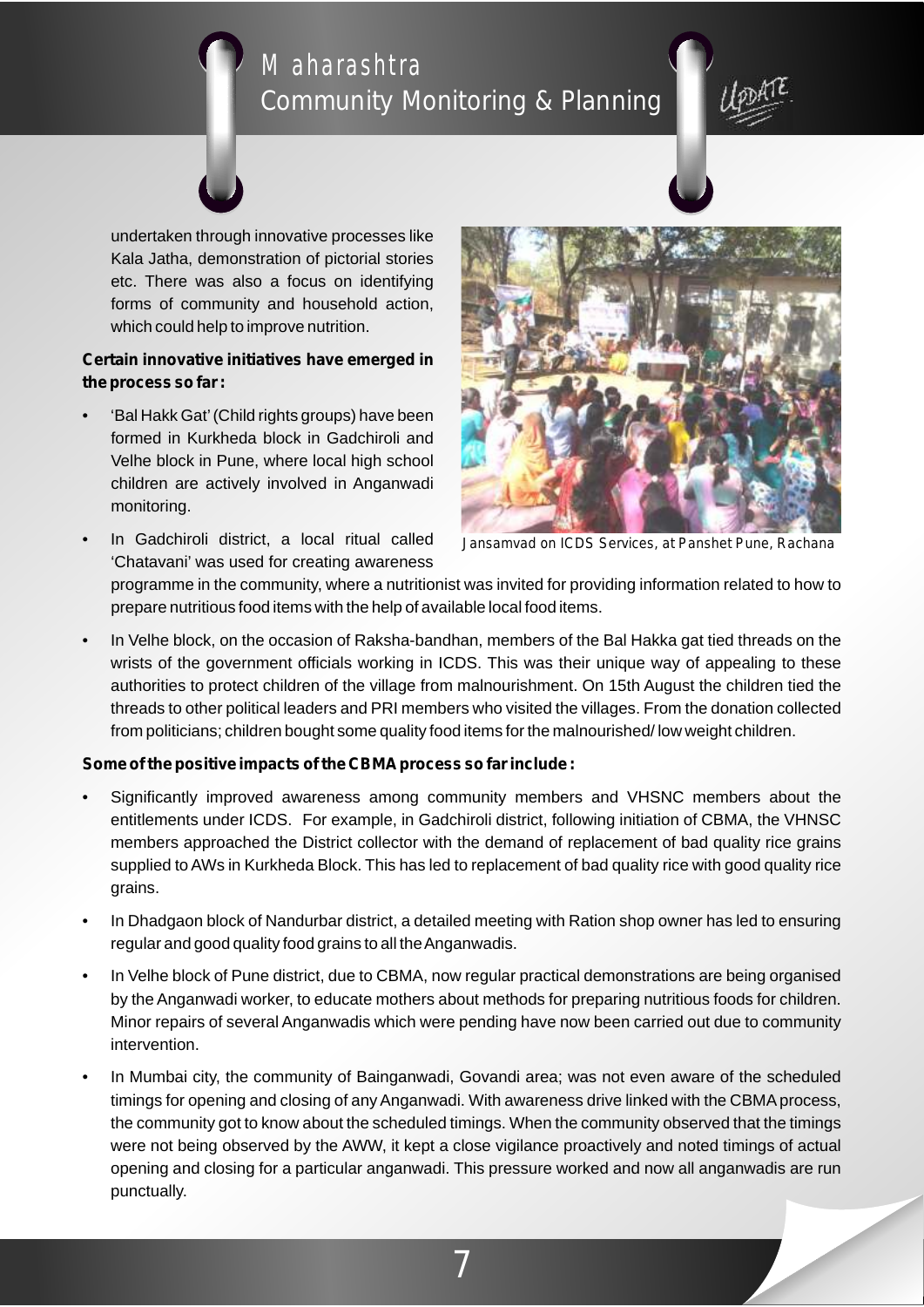undertaken through innovative processes like Kala Jatha, demonstration of pictorial stories etc. There was also a focus on identifying forms of community and household action, which could help to improve nutrition.

**Certain innovative initiatives have emerged in the process so far :**

- 'Bal Hakk Gat' (Child rights groups) have been formed in Kurkheda block in Gadchiroli and Velhe block in Pune, where local high school children are actively involved in Anganwadi monitoring.
- In Gadchiroli district, a local ritual called 'Chatavani' was used for creating awareness programme in the community, where a nutritionist was invited for providing information related to how to prepare nutritious food items with the help of available local food items.
- In Velhe block, on the occasion of Raksha-bandhan, members of the Bal Hakka gat tied threads on the wrists of the government officials working in ICDS. This was their unique way of appealing to these authorities to protect children of the village from malnourishment. On 15th August the children tied the threads to other political leaders and PRI members who visited the villages. From the donation collected from politicians; children bought some quality food items for the malnourished/ low weight children.

Jansamvad on ICDS Services, at Panshet Pune, Rachana

**Some of the positive impacts of the CBMA process so far include :**

- Significantly improved awareness among community members and VHSNC members about the entitlements under ICDS. For example, in Gadchiroli district, following initiation of CBMA, the VHNSC members approached the District collector with the demand of replacement of bad quality rice grains supplied to AWs in Kurkheda Block. This has led to replacement of bad quality rice with good quality rice grains.
- In Dhadgaon block of Nandurbar district, a detailed meeting with Ration shop owner has led to ensuring regular and good quality food grains to all the Anganwadis.
- In Velhe block of Pune district, due to CBMA, now regular practical demonstrations are being organised by the Anganwadi worker, to educate mothers about methods for preparing nutritious foods for children. Minor repairs of several Anganwadis which were pending have now been carried out due to community intervention.
- In Mumbai city, the community of Bainganwadi, Govandi area; was not even aware of the scheduled timings for opening and closing of any Anganwadi. With awareness drive linked with the CBMA process, the community got to know about the scheduled timings. When the community observed that the timings were not being observed by the AWW, it kept a close vigilance proactively and noted timings of actual opening and closing for a particular anganwadi. This pressure worked and now all anganwadis are run punctually.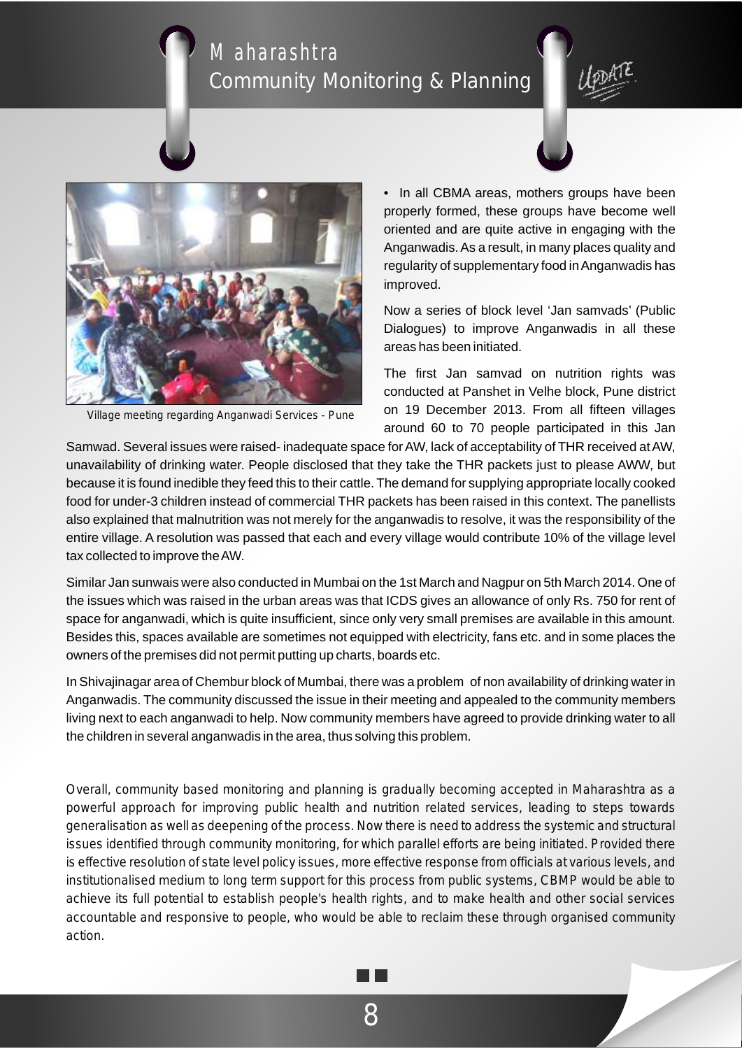# Maharashtra Community Monitoring & Planning

Village meeting regarding Anganwadi Services - Pune

- In all CBMA areas, mothers groups have been properly formed, these groups have become well oriented and are quite active in engaging with the Anganwadis. As a result, in many places quality and regularity of supplementary food in Anganwadis has improved.

Now a series of block level 'Jan samvads' (Public Dialogues) to improve Anganwadis in all these areas has been initiated.

The first Jan samvad on nutrition rights was conducted at Panshet in Velhe block, Pune district on 19 December 2013. From all fifteen villages around 60 to 70 people participated in this Jan Samwad. Several issues were raised- inadequate space for AW, lack of acceptability of THR received at AW, unavailability of drinking water. People disclosed that they take the THR packets just to please AWW, but because it is found inedible they feed this to their cattle. The demand for supplying appropriate locally cooked food for under-3 children instead of commercial THR packets has been raised in this context. The panellists also explained that malnutrition was not merely for the anganwadis to resolve, it was the responsibility of the entire village. A resolution was passed that each and every village would contribute 10% of the village level tax collected to improve the AW.

Similar Jan sunwais were also conducted in Mumbai on the 1st March and Nagpur on 5th March 2014. One of the issues which was raised in the urban areas was that ICDS gives an allowance of only Rs. 750 for rent of space for anganwadi, which is quite insufficient, since only very small premises are available in this amount. Besides this, spaces available are sometimes not equipped with electricity, fans etc. and in some places the owners of the premises did not permit putting up charts, boards etc.

In Shivajinagar area of Chembur block of Mumbai, there was a problem of non availability of drinking water in Anganwadis. The community discussed the issue in their meeting and appealed to the community members living next to each anganwadi to help. Now community members have agreed to provide drinking water to all the children in several anganwadis in the area, thus solving this problem.

Overall, community based monitoring and planning is gradually becoming accepted in Maharashtra as a powerful approach for improving public health and nutrition related services, leading to steps towards generalisation as well as deepening of the process. Now there is need to address the systemic and structural issues identified through community monitoring, for which parallel efforts are being initiated. Provided there is effective resolution of state level policy issues, more effective response from officials at various levels, and institutionalised medium to long term support for this process from public systems, CBMP would be able to achieve its full potential to establish people's health rights, and to make health and other social services accountable and responsive to people, who would be able to reclaim these through organised community action.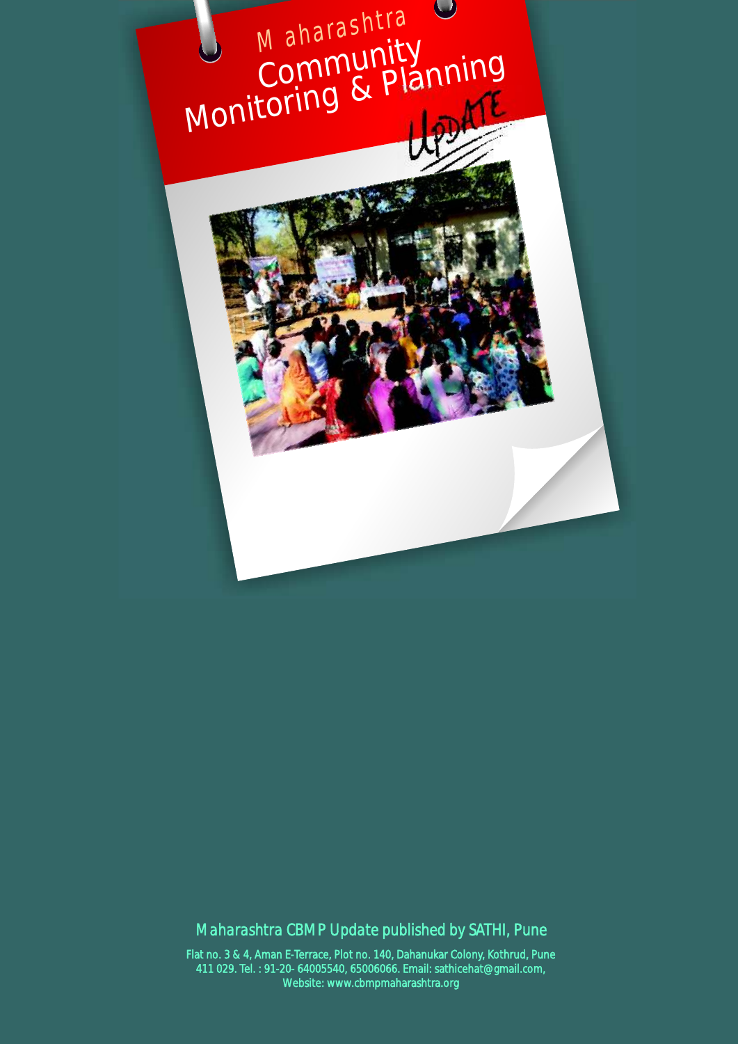Maharashtra
Community
Monitoring & Planning
UPDATE

Maharashtra CBMP Update published by SATHI, Pune

Flat no. 3 & 4, Aman E-Terrace, Plot no. 140, Dahanukar Colony, Kothrud, Pune 411 029. Tel. : 91-20- 64005540, 65006066. Email: sathicehat@gmail.com, Website: www.cbmpmaharashtra.org